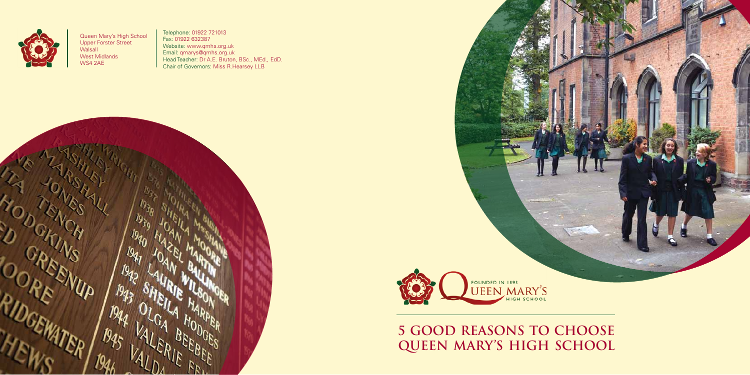Queen Mary's High School
Upper Forster Street
Walsall
West Midlands
WS4 2AE

Telephone: 01922 721013
Fax: 01922 632387
Website: www.qmhs.org.uk
Email: qmarys@qmhs.org.uk
Head Teacher: Dr A.E. Bruton, BSc., MEd., EdD.
Chair of Governors: Miss R.Hearsey LLB

FOUNDED IN 1893
QUEEN MARY'S
HIGH SCHOOL

# 5 GOOD REASONS TO CHOOSE QUEEN MARY'S HIGH SCHOOL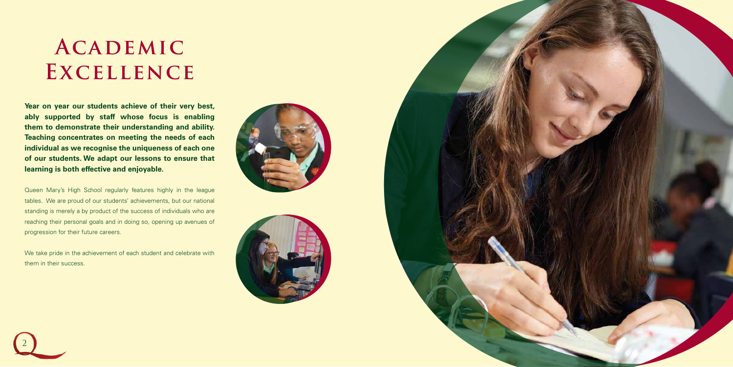# Academic Excellence

**Year on year our students achieve of their very best, ably supported by staff whose focus is enabling them to demonstrate their understanding and ability. Teaching concentrates on meeting the needs of each individual as we recognise the uniqueness of each one of our students. We adapt our lessons to ensure that learning is both effective and enjoyable.**

Queen Mary's High School regularly features highly in the league tables. We are proud of our students' achievements, but our national standing is merely a by product of the success of individuals who are reaching their personal goals and in doing so, opening up avenues of progression for their future careers.

We take pride in the achievement of each student and celebrate with them in their success.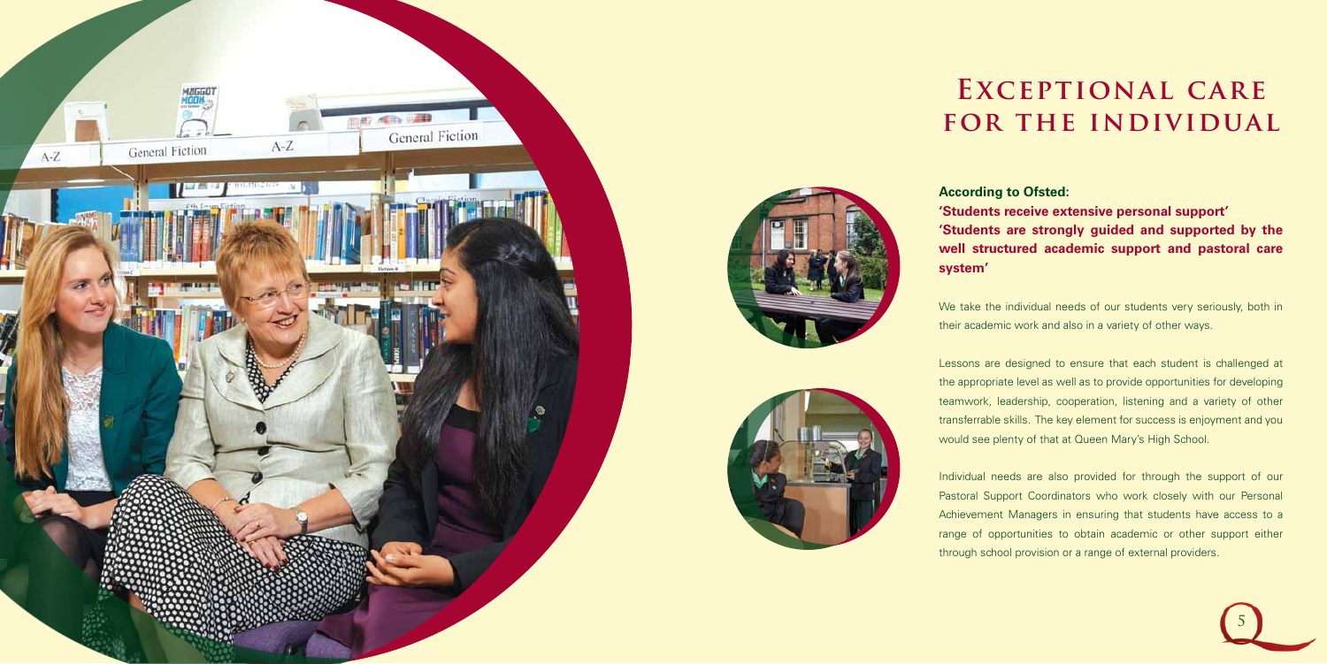# Exceptional care for the individual

**According to Ofsted:**

**'Students receive extensive personal support'**

**'Students are strongly guided and supported by the well structured academic support and pastoral care system'**

We take the individual needs of our students very seriously, both in their academic work and also in a variety of other ways.

Lessons are designed to ensure that each student is challenged at the appropriate level as well as to provide opportunities for developing teamwork, leadership, cooperation, listening and a variety of other transferrable skills. The key element for success is enjoyment and you would see plenty of that at Queen Mary's High School.

Individual needs are also provided for through the support of our Pastoral Support Coordinators who work closely with our Personal Achievement Managers in ensuring that students have access to a range of opportunities to obtain academic or other support either through school provision or a range of external providers.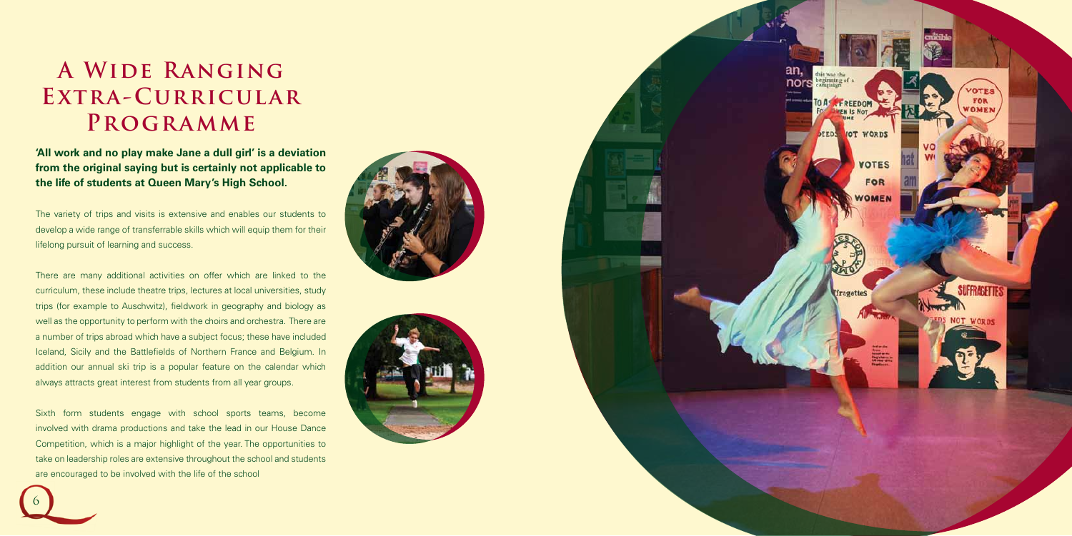# A Wide Ranging Extra-Curricular Programme

**'All work and no play make Jane a dull girl' is a deviation from the original saying but is certainly not applicable to the life of students at Queen Mary's High School.**

The variety of trips and visits is extensive and enables our students to develop a wide range of transferrable skills which will equip them for their lifelong pursuit of learning and success.

There are many additional activities on offer which are linked to the curriculum, these include theatre trips, lectures at local universities, study trips (for example to Auschwitz), fieldwork in geography and biology as well as the opportunity to perform with the choirs and orchestra. There are a number of trips abroad which have a subject focus; these have included Iceland, Sicily and the Battlefields of Northern France and Belgium. In addition our annual ski trip is a popular feature on the calendar which always attracts great interest from students from all year groups.

Sixth form students engage with school sports teams, become involved with drama productions and take the lead in our House Dance Competition, which is a major highlight of the year. The opportunities to take on leadership roles are extensive throughout the school and students are encouraged to be involved with the life of the school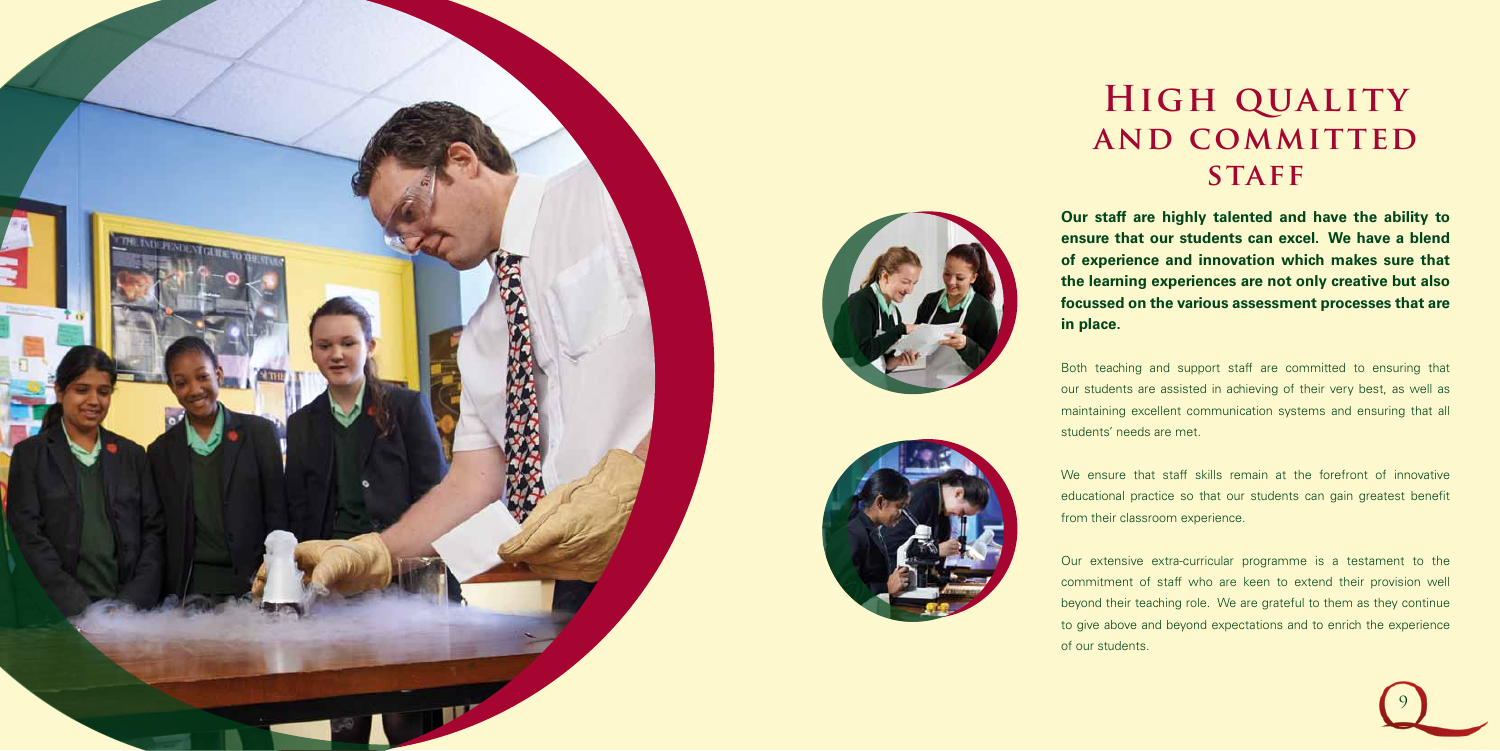# High quality and committed staff

**Our staff are highly talented and have the ability to ensure that our students can excel. We have a blend of experience and innovation which makes sure that the learning experiences are not only creative but also focussed on the various assessment processes that are in place.**

Both teaching and support staff are committed to ensuring that our students are assisted in achieving of their very best, as well as maintaining excellent communication systems and ensuring that all students' needs are met.

We ensure that staff skills remain at the forefront of innovative educational practice so that our students can gain greatest benefit from their classroom experience.

Our extensive extra-curricular programme is a testament to the commitment of staff who are keen to extend their provision well beyond their teaching role. We are grateful to them as they continue to give above and beyond expectations and to enrich the experience of our students.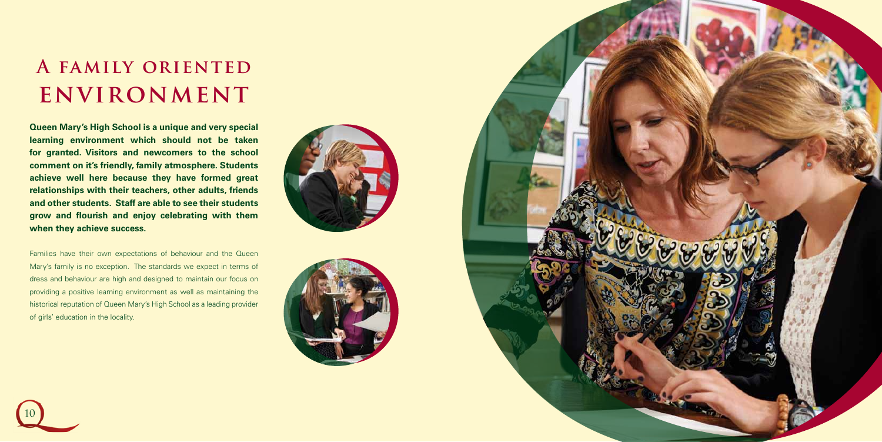# A family oriented environment

**Queen Mary's High School is a unique and very special learning environment which should not be taken for granted. Visitors and newcomers to the school comment on it's friendly, family atmosphere. Students achieve well here because they have formed great relationships with their teachers, other adults, friends and other students. Staff are able to see their students grow and flourish and enjoy celebrating with them when they achieve success.**

Families have their own expectations of behaviour and the Queen Mary's family is no exception. The standards we expect in terms of dress and behaviour are high and designed to maintain our focus on providing a positive learning environment as well as maintaining the historical reputation of Queen Mary's High School as a leading provider of girls' education in the locality.